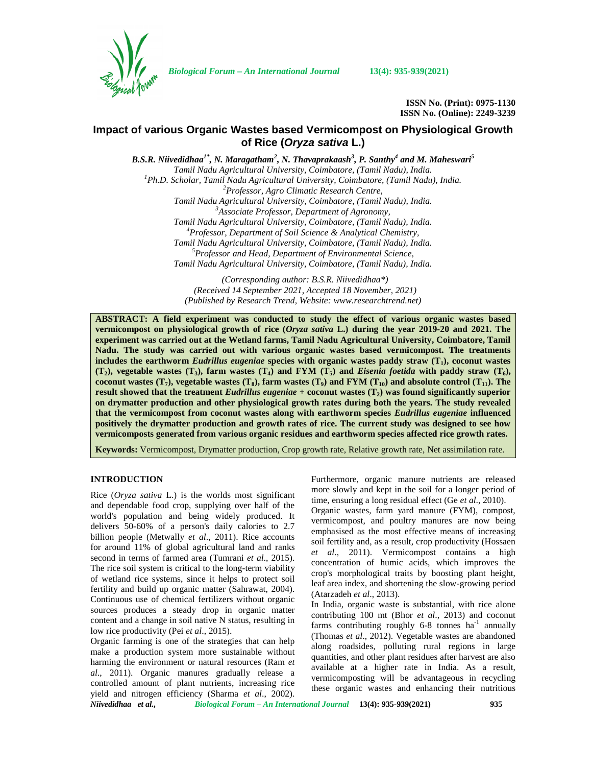# Impact of various Organic Wastes based Vermicompost on Physiological Growth of Rice (*Oryza sativa* L.)

***B.S.R. Niivedidhaa[1*], N. Maragatham[2], N. Thavaprakaash[3], P. Santhy[4] and M. Maheswari[5]***

*Tamil Nadu Agricultural University, Coimbatore, (Tamil Nadu), India.*
*[1]Ph.D. Scholar, Tamil Nadu Agricultural University, Coimbatore, (Tamil Nadu), India.*
*[2]Professor, Agro Climatic Research Centre, Tamil Nadu Agricultural University, Coimbatore, (Tamil Nadu), India.*
*[3]Associate Professor, Department of Agronomy, Tamil Nadu Agricultural University, Coimbatore, (Tamil Nadu), India.*
*[4]Professor, Department of Soil Science & Analytical Chemistry, Tamil Nadu Agricultural University, Coimbatore, (Tamil Nadu), India.*
*[5]Professor and Head, Department of Environmental Science, Tamil Nadu Agricultural University, Coimbatore, (Tamil Nadu), India.*

*(Corresponding author: B.S.R. Niivedidhaa\*)*
*(Received 14 September 2021, Accepted 18 November, 2021)*
*(Published by Research Trend, Website: www.researchtrend.net)*

**ABSTRACT: A field experiment was conducted to study the effect of various organic wastes based vermicompost on physiological growth of rice (*Oryza sativa* L.) during the year 2019-20 and 2021. The experiment was carried out at the Wetland farms, Tamil Nadu Agricultural University, Coimbatore, Tamil Nadu. The study was carried out with various organic wastes based vermicompost. The treatments includes the earthworm *Eudrillus eugeniae* species with organic wastes paddy straw ($T_1$), coconut wastes ($T_2$), vegetable wastes ($T_3$), farm wastes ($T_4$) and FYM ($T_5$) and *Eisenia foetida* with paddy straw ($T_6$), coconut wastes ($T_7$), vegetable wastes ($T_8$), farm wastes ($T_9$) and FYM ($T_{10}$) and absolute control ($T_{11}$). The result showed that the treatment *Eudrillus eugeniae* + coconut wastes ($T_2$) was found significantly superior on drymatter production and other physiological growth rates during both the years. The study revealed that the vermicompost from coconut wastes along with earthworm species *Eudrillus eugeniae* influenced positively the drymatter production and growth rates of rice. The current study was designed to see how vermicomposts generated from various organic residues and earthworm species affected rice growth rates.**

**Keywords:** Vermicompost, Drymatter production, Crop growth rate, Relative growth rate, Net assimilation rate.

## INTRODUCTION

Rice (*Oryza sativa* L.) is the worlds most significant and dependable food crop, supplying over half of the world's population and being widely produced. It delivers 50-60% of a person's daily calories to 2.7 billion people (Metwally *et al*., 2011). Rice accounts for around 11% of global agricultural land and ranks second in terms of farmed area (Tumrani *et al*., 2015). The rice soil system is critical to the long-term viability of wetland rice systems, since it helps to protect soil fertility and build up organic matter (Sahrawat, 2004). Continuous use of chemical fertilizers without organic sources produces a steady drop in organic matter content and a change in soil native N status, resulting in low rice productivity (Pei *et al*., 2015).

Organic farming is one of the strategies that can help make a production system more sustainable without harming the environment or natural resources (Ram *et al*., 2011). Organic manures gradually release a controlled amount of plant nutrients, increasing rice yield and nitrogen efficiency (Sharma *et al*., 2002). Furthermore, organic manure nutrients are released more slowly and kept in the soil for a longer period of time, ensuring a long residual effect (Ge *et al*., 2010).

Organic wastes, farm yard manure (FYM), compost, vermicompost, and poultry manures are now being emphasised as the most effective means of increasing soil fertility and, as a result, crop productivity (Hossaen *et al*., 2011). Vermicompost contains a high concentration of humic acids, which improves the crop's morphological traits by boosting plant height, leaf area index, and shortening the slow-growing period (Atarzadeh *et al*., 2013).

In India, organic waste is substantial, with rice alone contributing 100 mt (Bhor *et al*., 2013) and coconut farms contributing roughly 6-8 tonnes $ha^{-1}$ annually (Thomas *et al*., 2012). Vegetable wastes are abandoned along roadsides, polluting rural regions in large quantities, and other plant residues after harvest are also available at a higher rate in India. As a result, vermicomposting will be advantageous in recycling these organic wastes and enhancing their nutritious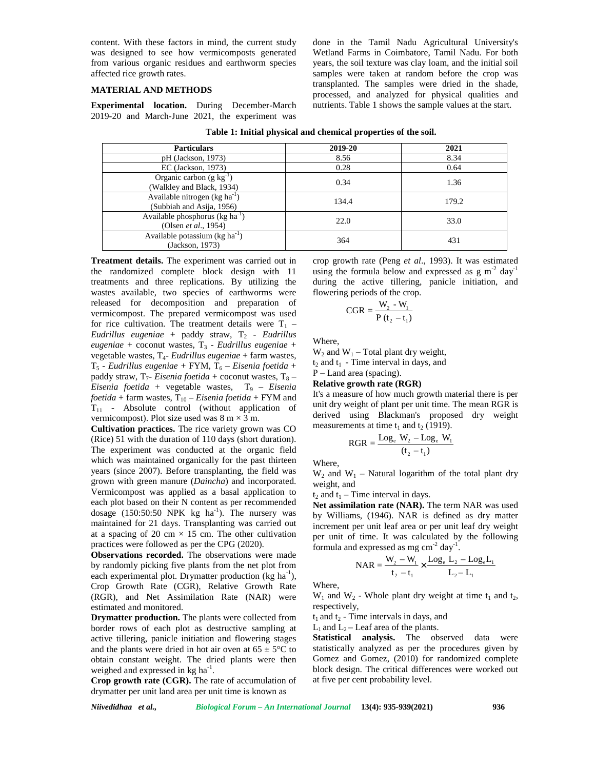content. With these factors in mind, the current study was designed to see how vermicomposts generated from various organic residues and earthworm species affected rice growth rates.

## MATERIAL AND METHODS

**Experimental location.** During December-March 2019-20 and March-June 2021, the experiment was done in the Tamil Nadu Agricultural University's Wetland Farms in Coimbatore, Tamil Nadu. For both years, the soil texture was clay loam, and the initial soil samples were taken at random before the crop was transplanted. The samples were dried in the shade, processed, and analyzed for physical qualities and nutrients. Table 1 shows the sample values at the start.

**Table 1: Initial physical and chemical properties of the soil.**

| Particulars | 2019-20 | 2021 |
|---|---|---|
| pH (Jackson, 1973) | 8.56 | 8.34 |
| EC (Jackson, 1973) | 0.28 | 0.64 |
| Organic carbon (g $kg^{-1}$) (Walkley and Black, 1934) | 0.34 | 1.36 |
| Available nitrogen (kg $ha^{-1}$) (Subbiah and Asija, 1956) | 134.4 | 179.2 |
| Available phosphorus (kg $ha^{-1}$) (Olsen *et al*., 1954) | 22.0 | 33.0 |
| Available potassium (kg $ha^{-1}$) (Jackson, 1973) | 364 | 431 |

**Treatment details.** The experiment was carried out in the randomized complete block design with 11 treatments and three replications. By utilizing the wastes available, two species of earthworms were released for decomposition and preparation of vermicompost. The prepared vermicompost was used for rice cultivation. The treatment details were $T_1$ – *Eudrillus eugeniae* + paddy straw, $T_2$ - *Eudrillus eugeniae* + coconut wastes, $T_3$ - *Eudrillus eugeniae* + vegetable wastes, $T_4$- *Eudrillus eugeniae* + farm wastes, $T_5$ - *Eudrillus eugeniae* + FYM, $T_6$ – *Eisenia foetida* + paddy straw, $T_7$- *Eisenia foetida* + coconut wastes, $T_8$ – *Eisenia foetida* + vegetable wastes, $T_9$ – *Eisenia foetida* + farm wastes, $T_{10}$ – *Eisenia foetida* + FYM and $T_{11}$ - Absolute control (without application of vermicompost). Plot size used was 8 m × 3 m.

**Cultivation practices.** The rice variety grown was CO (Rice) 51 with the duration of 110 days (short duration). The experiment was conducted at the organic field which was maintained organically for the past thirteen years (since 2007). Before transplanting, the field was grown with green manure (*Daincha*) and incorporated. Vermicompost was applied as a basal application to each plot based on their N content as per recommended dosage (150:50:50 NPK kg $ha^{-1}$). The nursery was maintained for 21 days. Transplanting was carried out at a spacing of 20 cm × 15 cm. The other cultivation practices were followed as per the CPG (2020).

**Observations recorded.** The observations were made by randomly picking five plants from the net plot from each experimental plot. Drymatter production (kg $ha^{-1}$), Crop Growth Rate (CGR), Relative Growth Rate (RGR), and Net Assimilation Rate (NAR) were estimated and monitored.

**Drymatter production.** The plants were collected from border rows of each plot as destructive sampling at active tillering, panicle initiation and flowering stages and the plants were dried in hot air oven at 65 ± 5°C to obtain constant weight. The dried plants were then weighed and expressed in kg $ha^{-1}$.

**Crop growth rate (CGR).** The rate of accumulation of drymatter per unit land area per unit time is known as crop growth rate (Peng *et al*., 1993). It was estimated using the formula below and expressed as g $m^{-2}$ $day^{-1}$ during the active tillering, panicle initiation, and flowering periods of the crop.

$$\text{CGR} = \frac{W_2 - W_1}{P\,(t_2 - t_1)}$$

Where,

$W_2$ and $W_1$ – Total plant dry weight,

$t_2$ and $t_1$ - Time interval in days, and

P – Land area (spacing).

**Relative growth rate (RGR)**

It's a measure of how much growth material there is per unit dry weight of plant per unit time. The mean RGR is derived using Blackman's proposed dry weight measurements at time $t_1$ and $t_2$ (1919).

$$\text{RGR} = \frac{\text{Log}_e\ W_2 - \text{Log}_e\ W_1}{(t_2 - t_1)}$$

Where,

$W_2$ and $W_1$ – Natural logarithm of the total plant dry weight, and

$t_2$ and $t_1$ – Time interval in days.

**Net assimilation rate (NAR).** The term NAR was used by Williams, (1946). NAR is defined as dry matter increment per unit leaf area or per unit leaf dry weight per unit of time. It was calculated by the following formula and expressed as mg $cm^{-2}$ $day^{-1}$.

$$\text{NAR} = \frac{W_2 - W_1}{t_2 - t_1} \times \frac{\text{Log}_e\ L_2 - \text{Log}_e L_1}{L_2 - L_1}$$

Where,

$W_1$ and $W_2$ - Whole plant dry weight at time $t_1$ and $t_2$, respectively,

$t_1$ and $t_2$ - Time intervals in days, and

$L_1$ and $L_2$ – Leaf area of the plants.

**Statistical analysis.** The observed data were statistically analyzed as per the procedures given by Gomez and Gomez, (2010) for randomized complete block design. The critical differences were worked out at five per cent probability level.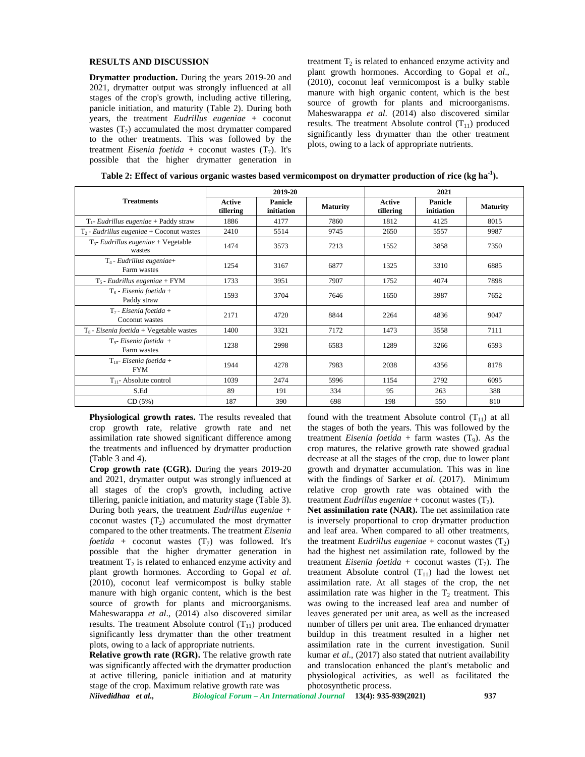## RESULTS AND DISCUSSION

**Drymatter production.** During the years 2019-20 and 2021, drymatter output was strongly influenced at all stages of the crop's growth, including active tillering, panicle initiation, and maturity (Table 2). During both years, the treatment *Eudrillus eugeniae* + coconut wastes ($T_2$) accumulated the most drymatter compared to the other treatments. This was followed by the treatment *Eisenia foetida* + coconut wastes ($T_7$). It's possible that the higher drymatter generation in treatment $T_2$ is related to enhanced enzyme activity and plant growth hormones. According to Gopal *et al*., (2010), coconut leaf vermicompost is a bulky stable manure with high organic content, which is the best source of growth for plants and microorganisms. Maheswarappa *et al*. (2014) also discovered similar results. The treatment Absolute control ($T_{11}$) produced significantly less drymatter than the other treatment plots, owing to a lack of appropriate nutrients.

**Table 2: Effect of various organic wastes based vermicompost on drymatter production of rice (kg ha$^{-1}$).**

| Treatments | 2019-20 | | | 2021 | | |
|---|---|---|---|---|---|---|
| | Active tillering | Panicle initiation | Maturity | Active tillering | Panicle initiation | Maturity |
| $T_1$- *Eudrillus eugeniae* + Paddy straw | 1886 | 4177 | 7860 | 1812 | 4125 | 8015 |
| $T_2$ - *Eudrillus eugeniae* + Coconut wastes | 2410 | 5514 | 9745 | 2650 | 5557 | 9987 |
| $T_3$- *Eudrillus eugeniae* + Vegetable wastes | 1474 | 3573 | 7213 | 1552 | 3858 | 7350 |
| $T_4$ - *Eudrillus eugeniae*+ Farm wastes | 1254 | 3167 | 6877 | 1325 | 3310 | 6885 |
| $T_5$ - *Eudrillus eugeniae* + FYM | 1733 | 3951 | 7907 | 1752 | 4074 | 7898 |
| $T_6$ - *Eisenia foetida* + Paddy straw | 1593 | 3704 | 7646 | 1650 | 3987 | 7652 |
| $T_7$ - *Eisenia foetida* + Coconut wastes | 2171 | 4720 | 8844 | 2264 | 4836 | 9047 |
| $T_8$ - *Eisenia foetida* + Vegetable wastes | 1400 | 3321 | 7172 | 1473 | 3558 | 7111 |
| $T_9$- *Eisenia foetida* + Farm wastes | 1238 | 2998 | 6583 | 1289 | 3266 | 6593 |
| $T_{10}$- *Eisenia foetida* + FYM | 1944 | 4278 | 7983 | 2038 | 4356 | 8178 |
| $T_{11}$- Absolute control | 1039 | 2474 | 5996 | 1154 | 2792 | 6095 |
| S.Ed | 89 | 191 | 334 | 95 | 263 | 388 |
| CD (5%) | 187 | 390 | 698 | 198 | 550 | 810 |

**Physiological growth rates.** The results revealed that crop growth rate, relative growth rate and net assimilation rate showed significant difference among the treatments and influenced by drymatter production (Table 3 and 4).

**Crop growth rate (CGR).** During the years 2019-20 and 2021, drymatter output was strongly influenced at all stages of the crop's growth, including active tillering, panicle initiation, and maturity stage (Table 3). During both years, the treatment *Eudrillus eugeniae* + coconut wastes ($T_2$) accumulated the most drymatter compared to the other treatments. The treatment *Eisenia foetida* + coconut wastes ($T_7$) was followed. It's possible that the higher drymatter generation in treatment $T_2$ is related to enhanced enzyme activity and plant growth hormones. According to Gopal *et al*. (2010), coconut leaf vermicompost is bulky stable manure with high organic content, which is the best source of growth for plants and microorganisms. Maheswarappa *et al*., (2014) also discovered similar results. The treatment Absolute control ($T_{11}$) produced significantly less drymatter than the other treatment plots, owing to a lack of appropriate nutrients.

**Relative growth rate (RGR).** The relative growth rate was significantly affected with the drymatter production at active tillering, panicle initiation and at maturity stage of the crop. Maximum relative growth rate was found with the treatment Absolute control ($T_{11}$) at all the stages of both the years. This was followed by the treatment *Eisenia foetida* + farm wastes ($T_9$). As the crop matures, the relative growth rate showed gradual decrease at all the stages of the crop, due to lower plant growth and drymatter accumulation. This was in line with the findings of Sarker *et al*. (2017). Minimum relative crop growth rate was obtained with the treatment *Eudrillus eugeniae* + coconut wastes ($T_2$).

**Net assimilation rate (NAR).** The net assimilation rate is inversely proportional to crop drymatter production and leaf area. When compared to all other treatments, the treatment *Eudrillus eugeniae* + coconut wastes ($T_2$) had the highest net assimilation rate, followed by the treatment *Eisenia foetida* + coconut wastes ($T_7$). The treatment Absolute control ($T_{11}$) had the lowest net assimilation rate. At all stages of the crop, the net assimilation rate was higher in the $T_2$ treatment. This was owing to the increased leaf area and number of leaves generated per unit area, as well as the increased number of tillers per unit area. The enhanced drymatter buildup in this treatment resulted in a higher net assimilation rate in the current investigation. Sunil kumar *et al*., (2017) also stated that nutrient availability and translocation enhanced the plant's metabolic and physiological activities, as well as facilitated the photosynthetic process.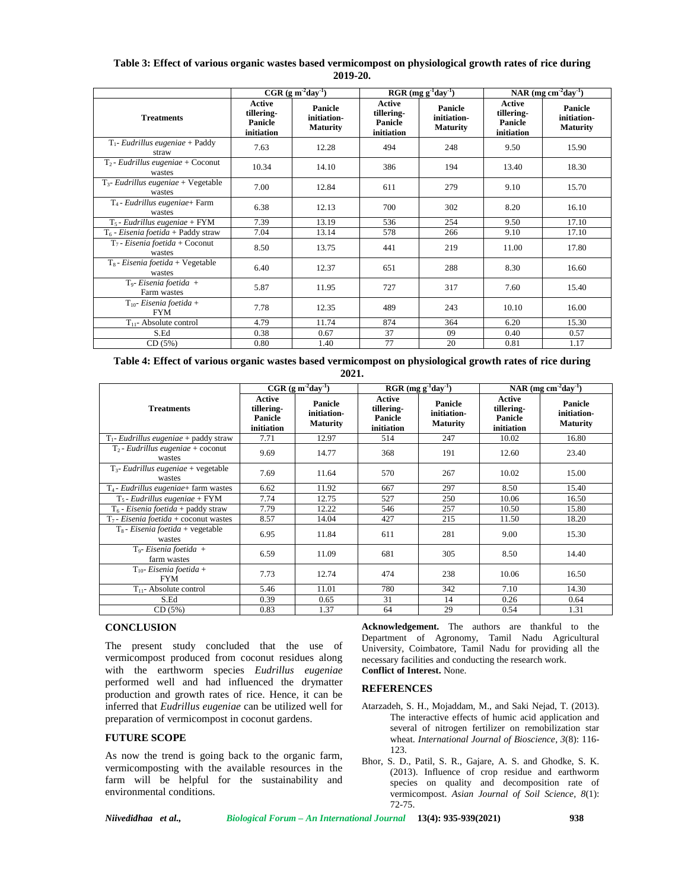**Table 3: Effect of various organic wastes based vermicompost on physiological growth rates of rice during 2019-20.**

| Treatments | CGR ($g\ m^{-2} day^{-1}$) | | RGR ($mg\ g^{-1} day^{-1}$) | | NAR ($mg\ cm^{-2} day^{-1}$) | |
|---|---|---|---|---|---|---|
| | Active tillering-Panicle initiation | Panicle initiation-Maturity | Active tillering-Panicle initiation | Panicle initiation-Maturity | Active tillering-Panicle initiation | Panicle initiation-Maturity |
| $T_1$- *Eudrillus eugeniae* + Paddy straw | 7.63 | 12.28 | 494 | 248 | 9.50 | 15.90 |
| $T_2$ - *Eudrillus eugeniae* + Coconut wastes | 10.34 | 14.10 | 386 | 194 | 13.40 | 18.30 |
| $T_3$- *Eudrillus eugeniae* + Vegetable wastes | 7.00 | 12.84 | 611 | 279 | 9.10 | 15.70 |
| $T_4$ - *Eudrillus eugeniae*+ Farm wastes | 6.38 | 12.13 | 700 | 302 | 8.20 | 16.10 |
| $T_5$ - *Eudrillus eugeniae* + FYM | 7.39 | 13.19 | 536 | 254 | 9.50 | 17.10 |
| $T_6$ - *Eisenia foetida* + Paddy straw | 7.04 | 13.14 | 578 | 266 | 9.10 | 17.10 |
| $T_7$ - *Eisenia foetida* + Coconut wastes | 8.50 | 13.75 | 441 | 219 | 11.00 | 17.80 |
| $T_8$ - *Eisenia foetida* + Vegetable wastes | 6.40 | 12.37 | 651 | 288 | 8.30 | 16.60 |
| $T_9$- *Eisenia foetida* + Farm wastes | 5.87 | 11.95 | 727 | 317 | 7.60 | 15.40 |
| $T_{10}$- *Eisenia foetida* + FYM | 7.78 | 12.35 | 489 | 243 | 10.10 | 16.00 |
| $T_{11}$- Absolute control | 4.79 | 11.74 | 874 | 364 | 6.20 | 15.30 |
| S.Ed | 0.38 | 0.67 | 37 | 09 | 0.40 | 0.57 |
| CD (5%) | 0.80 | 1.40 | 77 | 20 | 0.81 | 1.17 |

**Table 4: Effect of various organic wastes based vermicompost on physiological growth rates of rice during 2021.**

| Treatments | CGR ($g\ m^{-2} day^{-1}$) | | RGR ($mg\ g^{-1} day^{-1}$) | | NAR ($mg\ cm^{-2} day^{-1}$) | |
|---|---|---|---|---|---|---|
| | Active tillering-Panicle initiation | Panicle initiation-Maturity | Active tillering-Panicle initiation | Panicle initiation-Maturity | Active tillering-Panicle initiation | Panicle initiation-Maturity |
| $T_1$- *Eudrillus eugeniae* + paddy straw | 7.71 | 12.97 | 514 | 247 | 10.02 | 16.80 |
| $T_2$ - *Eudrillus eugeniae* + coconut wastes | 9.69 | 14.77 | 368 | 191 | 12.60 | 23.40 |
| $T_3$- *Eudrillus eugeniae* + vegetable wastes | 7.69 | 11.64 | 570 | 267 | 10.02 | 15.00 |
| $T_4$ - *Eudrillus eugeniae*+ farm wastes | 6.62 | 11.92 | 667 | 297 | 8.50 | 15.40 |
| $T_5$ - *Eudrillus eugeniae* + FYM | 7.74 | 12.75 | 527 | 250 | 10.06 | 16.50 |
| $T_6$ - *Eisenia foetida* + paddy straw | 7.79 | 12.22 | 546 | 257 | 10.50 | 15.80 |
| $T_7$ - *Eisenia foetida* + coconut wastes | 8.57 | 14.04 | 427 | 215 | 11.50 | 18.20 |
| $T_8$ - *Eisenia foetida* + vegetable wastes | 6.95 | 11.84 | 611 | 281 | 9.00 | 15.30 |
| $T_9$- *Eisenia foetida* + farm wastes | 6.59 | 11.09 | 681 | 305 | 8.50 | 14.40 |
| $T_{10}$- *Eisenia foetida* + FYM | 7.73 | 12.74 | 474 | 238 | 10.06 | 16.50 |
| $T_{11}$- Absolute control | 5.46 | 11.01 | 780 | 342 | 7.10 | 14.30 |
| S.Ed | 0.39 | 0.65 | 31 | 14 | 0.26 | 0.64 |
| CD (5%) | 0.83 | 1.37 | 64 | 29 | 0.54 | 1.31 |

## CONCLUSION

The present study concluded that the use of vermicompost produced from coconut residues along with the earthworm species *Eudrillus eugeniae* performed well and had influenced the drymatter production and growth rates of rice. Hence, it can be inferred that *Eudrillus eugeniae* can be utilized well for preparation of vermicompost in coconut gardens.

## FUTURE SCOPE

As now the trend is going back to the organic farm, vermicomposting with the available resources in the farm will be helpful for the sustainability and environmental conditions.

**Acknowledgement.** The authors are thankful to the Department of Agronomy, Tamil Nadu Agricultural University, Coimbatore, Tamil Nadu for providing all the necessary facilities and conducting the research work.

**Conflict of Interest.** None.

## REFERENCES

Atarzadeh, S. H., Mojaddam, M., and Saki Nejad, T. (2013). The interactive effects of humic acid application and several of nitrogen fertilizer on remobilization star wheat. *International Journal of Bioscience*, *3*(8): 116-123.

Bhor, S. D., Patil, S. R., Gajare, A. S. and Ghodke, S. K. (2013). Influence of crop residue and earthworm species on quality and decomposition rate of vermicompost. *Asian Journal of Soil Science*, *8*(1): 72-75.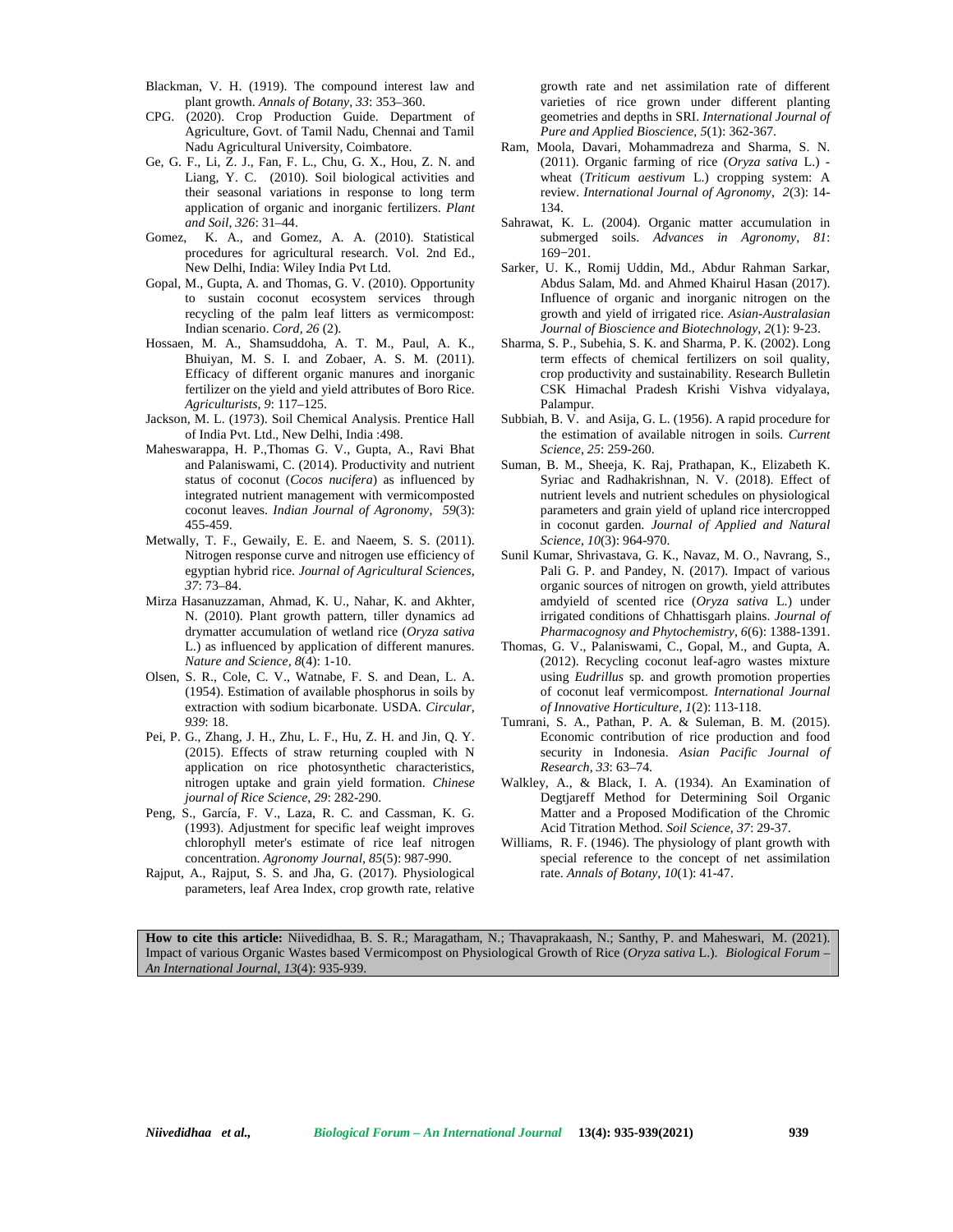Blackman, V. H. (1919). The compound interest law and plant growth. *Annals of Botany*, *33*: 353–360.

CPG. (2020). Crop Production Guide. Department of Agriculture, Govt. of Tamil Nadu, Chennai and Tamil Nadu Agricultural University, Coimbatore.

Ge, G. F., Li, Z. J., Fan, F. L., Chu, G. X., Hou, Z. N. and Liang, Y. C. (2010). Soil biological activities and their seasonal variations in response to long term application of organic and inorganic fertilizers. *Plant and Soil*, *326*: 31–44.

Gomez, K. A., and Gomez, A. A. (2010). Statistical procedures for agricultural research. Vol. 2nd Ed., New Delhi, India: Wiley India Pvt Ltd.

Gopal, M., Gupta, A. and Thomas, G. V. (2010). Opportunity to sustain coconut ecosystem services through recycling of the palm leaf litters as vermicompost: Indian scenario. *Cord*, *26* (2).

Hossaen, M. A., Shamsuddoha, A. T. M., Paul, A. K., Bhuiyan, M. S. I. and Zobaer, A. S. M. (2011). Efficacy of different organic manures and inorganic fertilizer on the yield and yield attributes of Boro Rice. *Agriculturists, 9*: 117–125.

Jackson, M. L. (1973). Soil Chemical Analysis. Prentice Hall of India Pvt. Ltd., New Delhi, India :498.

Maheswarappa, H. P.,Thomas G. V., Gupta, A., Ravi Bhat and Palaniswami, C. (2014). Productivity and nutrient status of coconut (*Cocos nucifera*) as influenced by integrated nutrient management with vermicomposted coconut leaves. *Indian Journal of Agronomy*, *59*(3): 455-459.

Metwally, T. F., Gewaily, E. E. and Naeem, S. S. (2011). Nitrogen response curve and nitrogen use efficiency of egyptian hybrid rice. *Journal of Agricultural Sciences*, *37*: 73–84.

Mirza Hasanuzzaman, Ahmad, K. U., Nahar, K. and Akhter, N. (2010). Plant growth pattern, tiller dynamics ad drymatter accumulation of wetland rice (*Oryza sativa* L.) as influenced by application of different manures. *Nature and Science*, *8*(4): 1-10.

Olsen, S. R., Cole, C. V., Watnabe, F. S. and Dean, L. A. (1954). Estimation of available phosphorus in soils by extraction with sodium bicarbonate. USDA. *Circular, 939*: 18.

Pei, P. G., Zhang, J. H., Zhu, L. F., Hu, Z. H. and Jin, Q. Y. (2015). Effects of straw returning coupled with N application on rice photosynthetic characteristics, nitrogen uptake and grain yield formation. *Chinese journal of Rice Science*, *29*: 282-290.

Peng, S., García, F. V., Laza, R. C. and Cassman, K. G. (1993). Adjustment for specific leaf weight improves chlorophyll meter's estimate of rice leaf nitrogen concentration. *Agronomy Journal, 85*(5): 987-990.

Rajput, A., Rajput, S. S. and Jha, G. (2017). Physiological parameters, leaf Area Index, crop growth rate, relative growth rate and net assimilation rate of different varieties of rice grown under different planting geometries and depths in SRI. *International Journal of Pure and Applied Bioscience*, *5*(1): 362-367.

Ram, Moola, Davari, Mohammadreza and Sharma, S. N. (2011). Organic farming of rice (*Oryza sativa* L.) - wheat (*Triticum aestivum* L.) cropping system: A review. *International Journal of Agronomy*, *2*(3): 14-134.

Sahrawat, K. L. (2004). Organic matter accumulation in submerged soils. *Advances in Agronomy*, *81*: 169−201.

Sarker, U. K., Romij Uddin, Md., Abdur Rahman Sarkar, Abdus Salam, Md. and Ahmed Khairul Hasan (2017). Influence of organic and inorganic nitrogen on the growth and yield of irrigated rice. *Asian-Australasian Journal of Bioscience and Biotechnology*, *2*(1): 9-23.

Sharma, S. P., Subehia, S. K. and Sharma, P. K. (2002). Long term effects of chemical fertilizers on soil quality, crop productivity and sustainability. Research Bulletin CSK Himachal Pradesh Krishi Vishva vidyalaya, Palampur.

Subbiah, B. V. and Asija, G. L. (1956). A rapid procedure for the estimation of available nitrogen in soils. *Current Science*, *25*: 259-260.

Suman, B. M., Sheeja, K. Raj, Prathapan, K., Elizabeth K. Syriac and Radhakrishnan, N. V. (2018). Effect of nutrient levels and nutrient schedules on physiological parameters and grain yield of upland rice intercropped in coconut garden. *Journal of Applied and Natural Science*, *10*(3): 964-970.

Sunil Kumar, Shrivastava, G. K., Navaz, M. O., Navrang, S., Pali G. P. and Pandey, N. (2017). Impact of various organic sources of nitrogen on growth, yield attributes amdyield of scented rice (*Oryza sativa* L.) under irrigated conditions of Chhattisgarh plains. *Journal of Pharmacognosy and Phytochemistry*, *6*(6): 1388-1391.

Thomas, G. V., Palaniswami, C., Gopal, M., and Gupta, A. (2012). Recycling coconut leaf-agro wastes mixture using *Eudrillus* sp. and growth promotion properties of coconut leaf vermicompost. *International Journal of Innovative Horticulture*, *1*(2): 113-118.

Tumrani, S. A., Pathan, P. A. & Suleman, B. M. (2015). Economic contribution of rice production and food security in Indonesia. *Asian Pacific Journal of Research*, *33*: 63–74.

Walkley, A., & Black, I. A. (1934). An Examination of Degtjareff Method for Determining Soil Organic Matter and a Proposed Modification of the Chromic Acid Titration Method. *Soil Science, 37*: 29-37.

Williams, R. F. (1946). The physiology of plant growth with special reference to the concept of net assimilation rate. *Annals of Botany*, *10*(1): 41-47.

**How to cite this article:** Niivedidhaa, B. S. R.; Maragatham, N.; Thavaprakaash, N.; Santhy, P. and Maheswari, M. (2021). Impact of various Organic Wastes based Vermicompost on Physiological Growth of Rice (*Oryza sativa* L.). *Biological Forum – An International Journal*, *13*(4): 935-939.